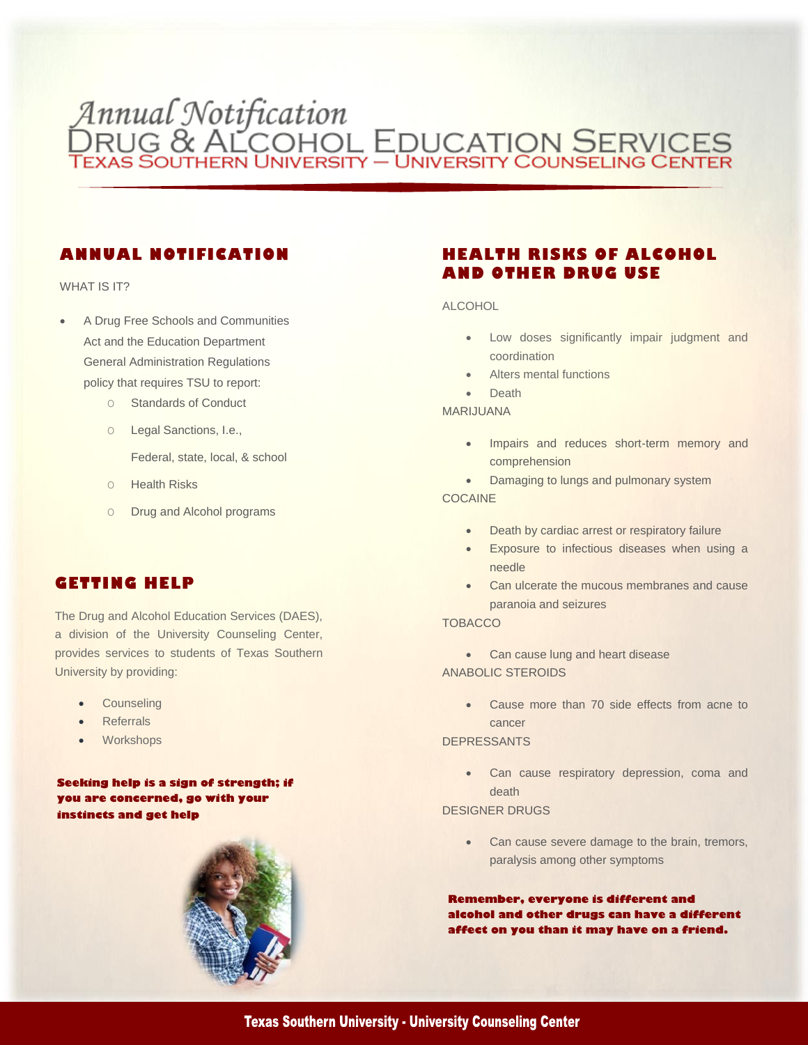# Annual Notification
# Drug & Alcohol Education Services
## Texas Southern University — University Counseling Center

## ANNUAL NOTIFICATION

WHAT IS IT?

- A Drug Free Schools and Communities Act and the Education Department General Administration Regulations policy that requires TSU to report:
  - Standards of Conduct
  - Legal Sanctions, I.e., Federal, state, local, & school
  - Health Risks
  - Drug and Alcohol programs

## GETTING HELP

The Drug and Alcohol Education Services (DAES), a division of the University Counseling Center, provides services to students of Texas Southern University by providing:

- Counseling
- Referrals
- Workshops

**Seeking help is a sign of strength; if you are concerned, go with your instincts and get help**

## HEALTH RISKS OF ALCOHOL AND OTHER DRUG USE

ALCOHOL

- Low doses significantly impair judgment and coordination
- Alters mental functions
- Death

MARIJUANA

- Impairs and reduces short-term memory and comprehension
- Damaging to lungs and pulmonary system

COCAINE

- Death by cardiac arrest or respiratory failure
- Exposure to infectious diseases when using a needle
- Can ulcerate the mucous membranes and cause paranoia and seizures

TOBACCO

- Can cause lung and heart disease

ANABOLIC STEROIDS

- Cause more than 70 side effects from acne to cancer

DEPRESSANTS

- Can cause respiratory depression, coma and death

DESIGNER DRUGS

- Can cause severe damage to the brain, tremors, paralysis among other symptoms

**Remember, everyone is different and alcohol and other drugs can have a different affect on you than it may have on a friend.**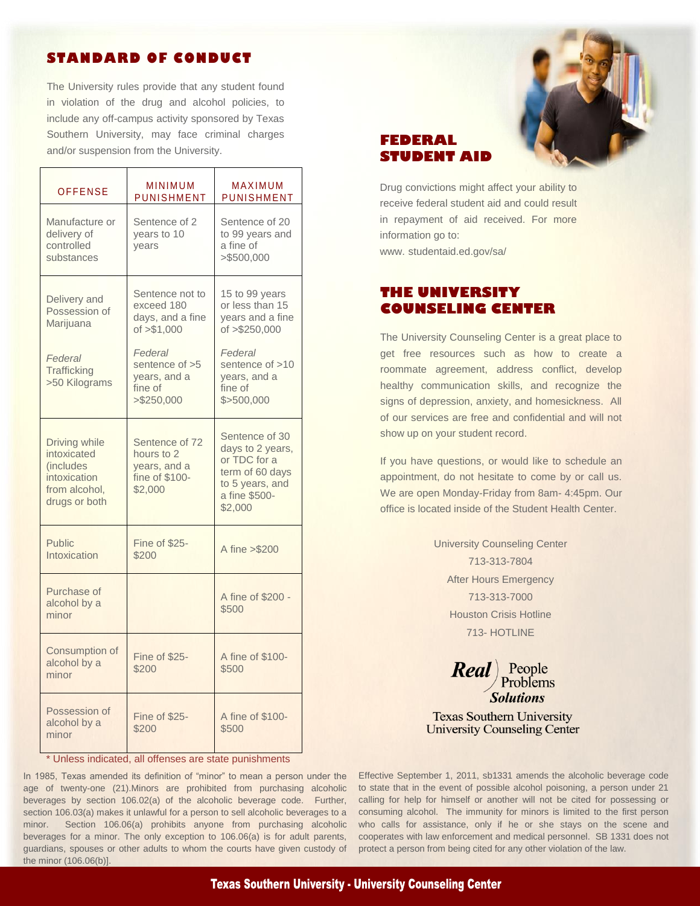## STANDARD OF CONDUCT

The University rules provide that any student found in violation of the drug and alcohol policies, to include any off-campus activity sponsored by Texas Southern University, may face criminal charges and/or suspension from the University.

| OFFENSE | MINIMUM PUNISHMENT | MAXIMUM PUNISHMENT |
|---|---|---|
| Manufacture or delivery of controlled substances | Sentence of 2 years to 10 years | Sentence of 20 to 99 years and a fine of >$500,000 |
| Delivery and Possession of Marijuana<br><br>*Federal* Trafficking >50 Kilograms | Sentence not to exceed 180 days, and a fine of >$1,000<br><br>*Federal* sentence of >5 years, and a fine of >$250,000 | 15 to 99 years or less than 15 years and a fine of >$250,000<br><br>*Federal* sentence of >10 years, and a fine of $>500,000 |
| Driving while intoxicated (includes intoxication from alcohol, drugs or both | Sentence of 72 hours to 2 years, and a fine of $100-$2,000 | Sentence of 30 days to 2 years, or TDC for a term of 60 days to 5 years, and a fine $500-$2,000 |
| Public Intoxication | Fine of $25-$200 | A fine >$200 |
| Purchase of alcohol by a minor | | A fine of $200 - $500 |
| Consumption of alcohol by a minor | Fine of $25-$200 | A fine of $100-$500 |
| Possession of alcohol by a minor | Fine of $25-$200 | A fine of $100-$500 |

\* Unless indicated, all offenses are state punishments

In 1985, Texas amended its definition of "minor" to mean a person under the age of twenty-one (21).Minors are prohibited from purchasing alcoholic beverages by section 106.02(a) of the alcoholic beverage code. Further, section 106.03(a) makes it unlawful for a person to sell alcoholic beverages to a minor. Section 106.06(a) prohibits anyone from purchasing alcoholic beverages for a minor. The only exception to 106.06(a) is for adult parents, guardians, spouses or other adults to whom the courts have given custody of the minor (106.06(b)].

## FEDERAL STUDENT AID

Drug convictions might affect your ability to receive federal student aid and could result in repayment of aid received. For more information go to:
www. studentaid.ed.gov/sa/

## THE UNIVERSITY COUNSELING CENTER

The University Counseling Center is a great place to get free resources such as how to create a roommate agreement, address conflict, develop healthy communication skills, and recognize the signs of depression, anxiety, and homesickness. All of our services are free and confidential and will not show up on your student record.

If you have questions, or would like to schedule an appointment, do not hesitate to come by or call us. We are open Monday-Friday from 8am- 4:45pm. Our office is located inside of the Student Health Center.

University Counseling Center
713-313-7804
After Hours Emergency
713-313-7000
Houston Crisis Hotline
713- HOTLINE

**Real** People Problems ***Solutions***
Texas Southern University
University Counseling Center

Effective September 1, 2011, sb1331 amends the alcoholic beverage code to state that in the event of possible alcohol poisoning, a person under 21 calling for help for himself or another will not be cited for possessing or consuming alcohol. The immunity for minors is limited to the first person who calls for assistance, only if he or she stays on the scene and cooperates with law enforcement and medical personnel. SB 1331 does not protect a person from being cited for any other violation of the law.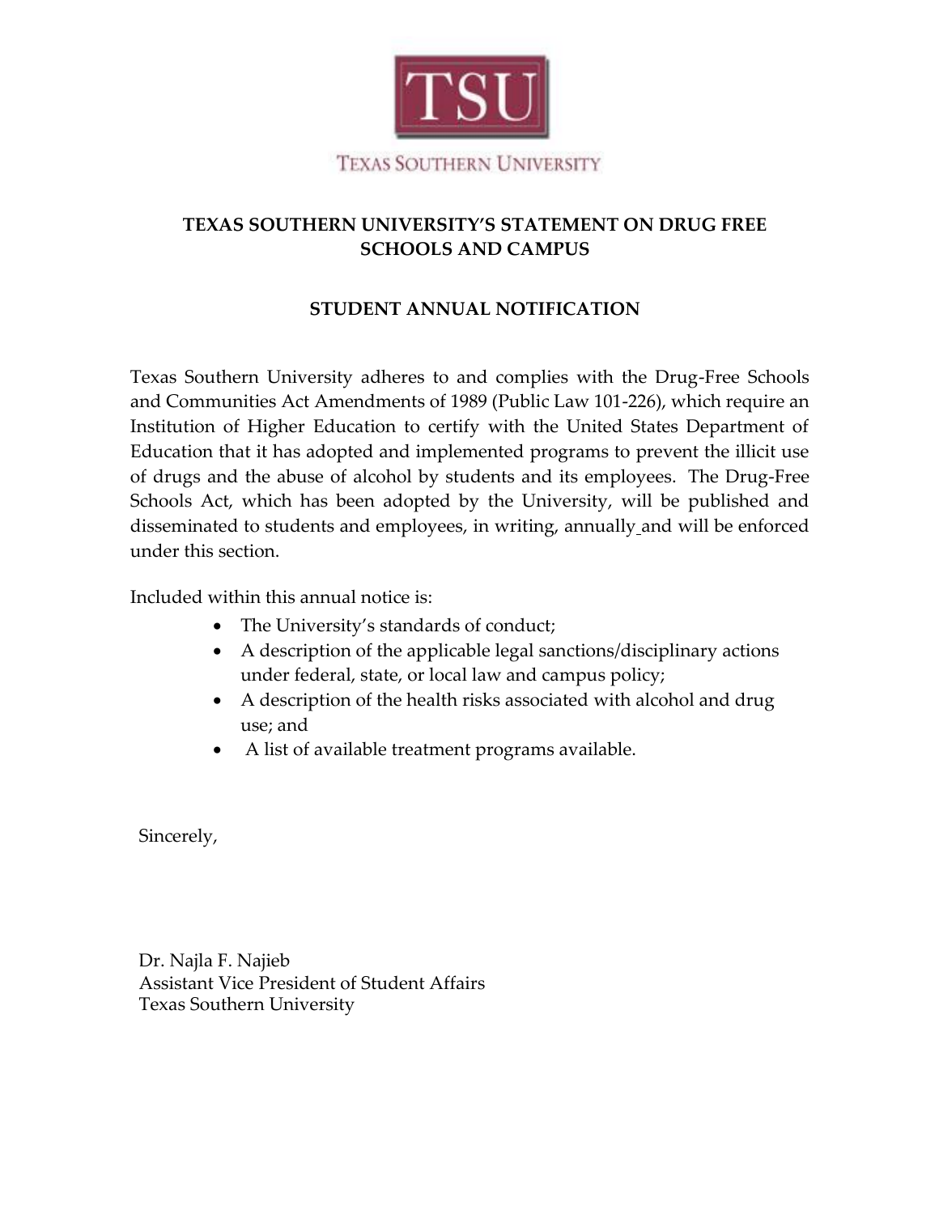TSU

TEXAS SOUTHERN UNIVERSITY

## TEXAS SOUTHERN UNIVERSITY'S STATEMENT ON DRUG FREE SCHOOLS AND CAMPUS

## STUDENT ANNUAL NOTIFICATION

Texas Southern University adheres to and complies with the Drug-Free Schools and Communities Act Amendments of 1989 (Public Law 101-226), which require an Institution of Higher Education to certify with the United States Department of Education that it has adopted and implemented programs to prevent the illicit use of drugs and the abuse of alcohol by students and its employees. The Drug-Free Schools Act, which has been adopted by the University, will be published and disseminated to students and employees, in writing, annually and will be enforced under this section.

Included within this annual notice is:

- The University's standards of conduct;
- A description of the applicable legal sanctions/disciplinary actions under federal, state, or local law and campus policy;
- A description of the health risks associated with alcohol and drug use; and
- A list of available treatment programs available.

Sincerely,

Dr. Najla F. Najieb
Assistant Vice President of Student Affairs
Texas Southern University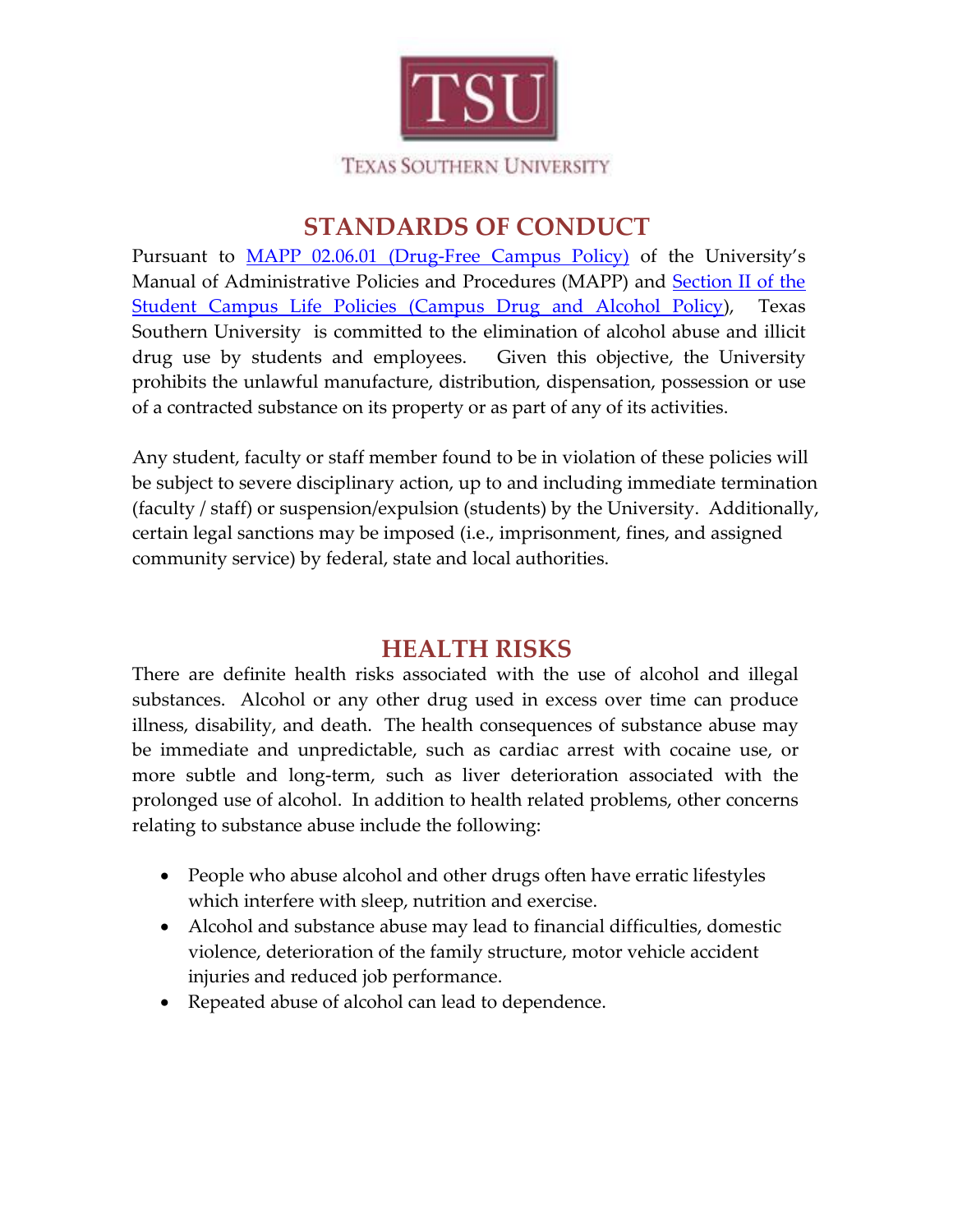TSU

TEXAS SOUTHERN UNIVERSITY

## STANDARDS OF CONDUCT

Pursuant to [MAPP 02.06.01 (Drug-Free Campus Policy)] of the University's Manual of Administrative Policies and Procedures (MAPP) and [Section II of the Student Campus Life Policies (Campus Drug and Alcohol Policy)], Texas Southern University is committed to the elimination of alcohol abuse and illicit drug use by students and employees. Given this objective, the University prohibits the unlawful manufacture, distribution, dispensation, possession or use of a contracted substance on its property or as part of any of its activities.

Any student, faculty or staff member found to be in violation of these policies will be subject to severe disciplinary action, up to and including immediate termination (faculty / staff) or suspension/expulsion (students) by the University. Additionally, certain legal sanctions may be imposed (i.e., imprisonment, fines, and assigned community service) by federal, state and local authorities.

## HEALTH RISKS

There are definite health risks associated with the use of alcohol and illegal substances. Alcohol or any other drug used in excess over time can produce illness, disability, and death. The health consequences of substance abuse may be immediate and unpredictable, such as cardiac arrest with cocaine use, or more subtle and long-term, such as liver deterioration associated with the prolonged use of alcohol. In addition to health related problems, other concerns relating to substance abuse include the following:

- People who abuse alcohol and other drugs often have erratic lifestyles which interfere with sleep, nutrition and exercise.
- Alcohol and substance abuse may lead to financial difficulties, domestic violence, deterioration of the family structure, motor vehicle accident injuries and reduced job performance.
- Repeated abuse of alcohol can lead to dependence.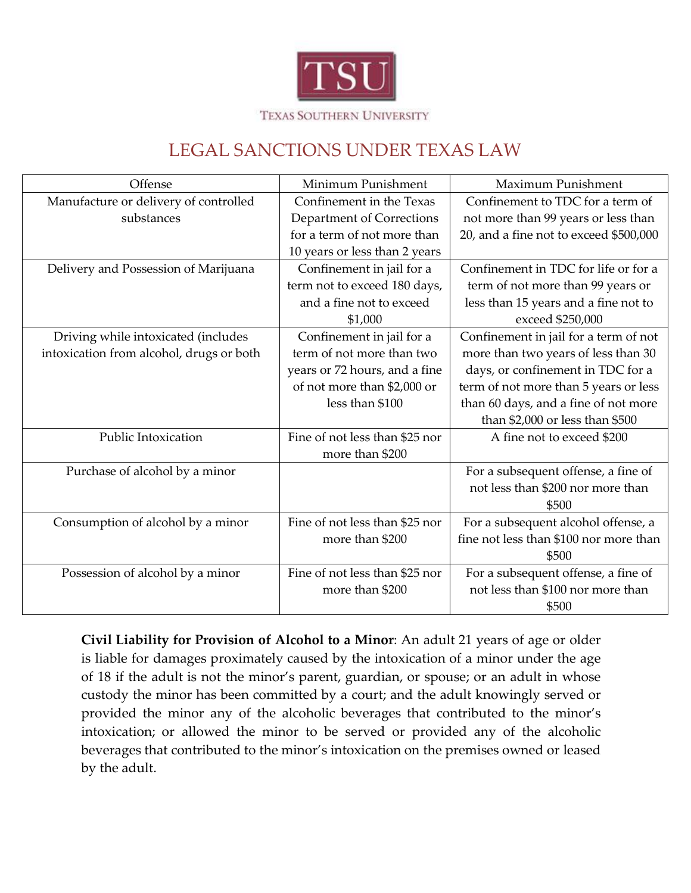TSU

Texas Southern University

# LEGAL SANCTIONS UNDER TEXAS LAW

| Offense | Minimum Punishment | Maximum Punishment |
|---|---|---|
| Manufacture or delivery of controlled substances | Confinement in the Texas Department of Corrections for a term of not more than 10 years or less than 2 years | Confinement to TDC for a term of not more than 99 years or less than 20, and a fine not to exceed $500,000 |
| Delivery and Possession of Marijuana | Confinement in jail for a term not to exceed 180 days, and a fine not to exceed $1,000 | Confinement in TDC for life or for a term of not more than 99 years or less than 15 years and a fine not to exceed $250,000 |
| Driving while intoxicated (includes intoxication from alcohol, drugs or both | Confinement in jail for a term of not more than two years or 72 hours, and a fine of not more than $2,000 or less than $100 | Confinement in jail for a term of not more than two years of less than 30 days, or confinement in TDC for a term of not more than 5 years or less than 60 days, and a fine of not more than $2,000 or less than $500 |
| Public Intoxication | Fine of not less than $25 nor more than $200 | A fine not to exceed $200 |
| Purchase of alcohol by a minor | | For a subsequent offense, a fine of not less than $200 nor more than $500 |
| Consumption of alcohol by a minor | Fine of not less than $25 nor more than $200 | For a subsequent alcohol offense, a fine not less than $100 nor more than $500 |
| Possession of alcohol by a minor | Fine of not less than $25 nor more than $200 | For a subsequent offense, a fine of not less than $100 nor more than $500 |

**Civil Liability for Provision of Alcohol to a Minor**: An adult 21 years of age or older is liable for damages proximately caused by the intoxication of a minor under the age of 18 if the adult is not the minor's parent, guardian, or spouse; or an adult in whose custody the minor has been committed by a court; and the adult knowingly served or provided the minor any of the alcoholic beverages that contributed to the minor's intoxication; or allowed the minor to be served or provided any of the alcoholic beverages that contributed to the minor's intoxication on the premises owned or leased by the adult.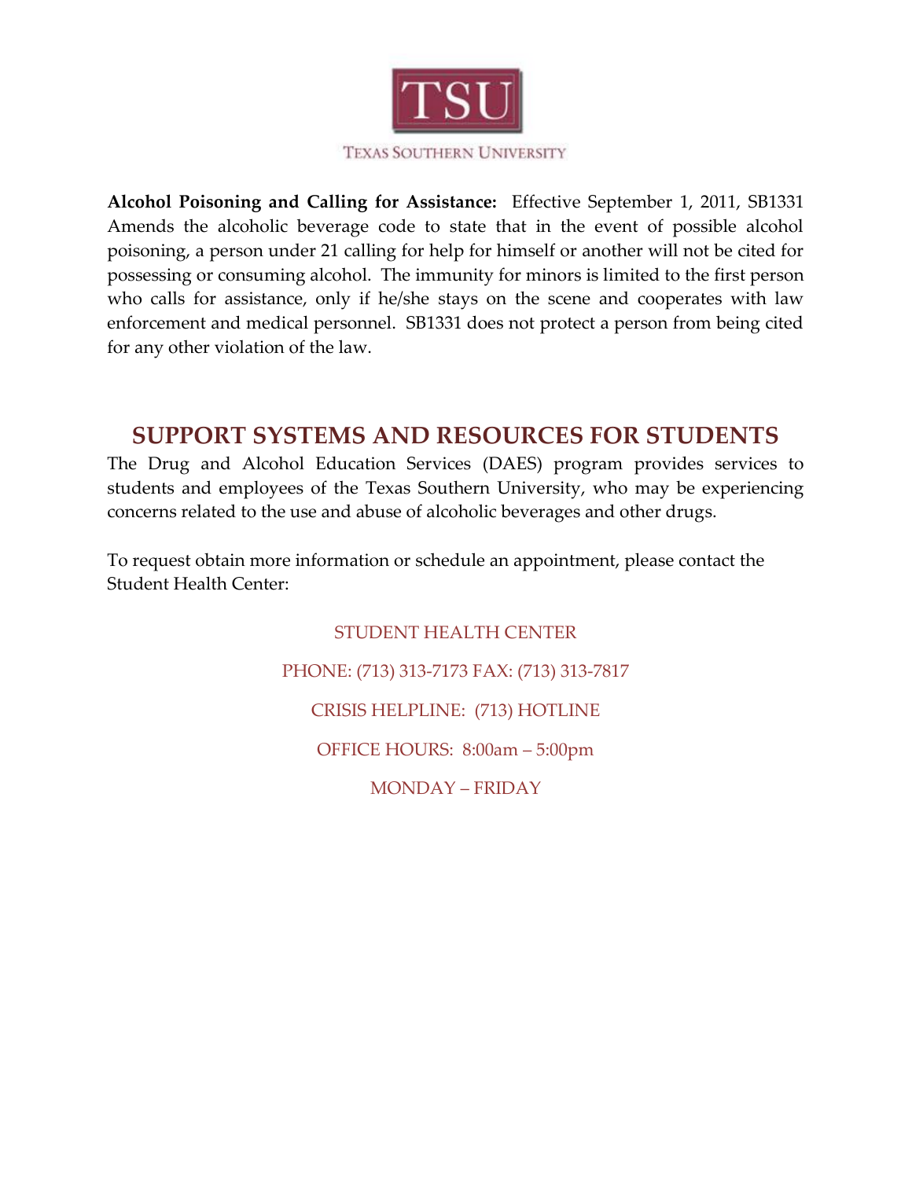TSU

TEXAS SOUTHERN UNIVERSITY

**Alcohol Poisoning and Calling for Assistance:** Effective September 1, 2011, SB1331 Amends the alcoholic beverage code to state that in the event of possible alcohol poisoning, a person under 21 calling for help for himself or another will not be cited for possessing or consuming alcohol. The immunity for minors is limited to the first person who calls for assistance, only if he/she stays on the scene and cooperates with law enforcement and medical personnel. SB1331 does not protect a person from being cited for any other violation of the law.

## SUPPORT SYSTEMS AND RESOURCES FOR STUDENTS

The Drug and Alcohol Education Services (DAES) program provides services to students and employees of the Texas Southern University, who may be experiencing concerns related to the use and abuse of alcoholic beverages and other drugs.

To request obtain more information or schedule an appointment, please contact the Student Health Center:

STUDENT HEALTH CENTER

PHONE: (713) 313-7173 FAX: (713) 313-7817

CRISIS HELPLINE: (713) HOTLINE

OFFICE HOURS: 8:00am – 5:00pm

MONDAY – FRIDAY